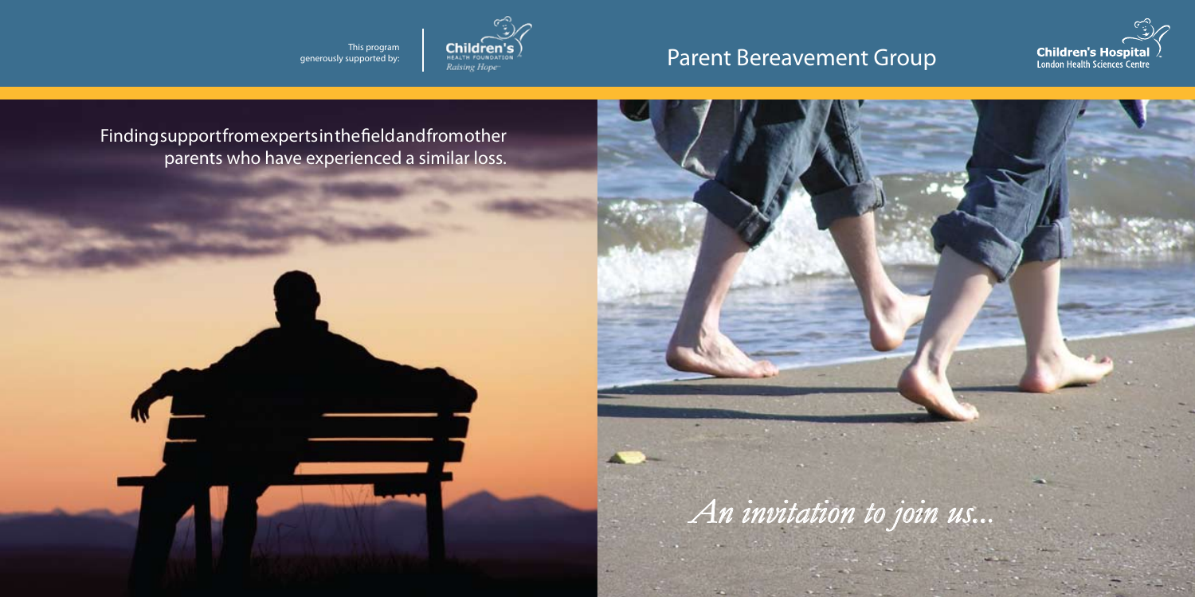This program generously supported by: Children's Health Foundation — Raising Hope

# Parent Bereavement Group

Children's Hospital — London Health Sciences Centre

Finding support from experts in the field and from other parents who have experienced a similar loss.

*An invitation to join us...*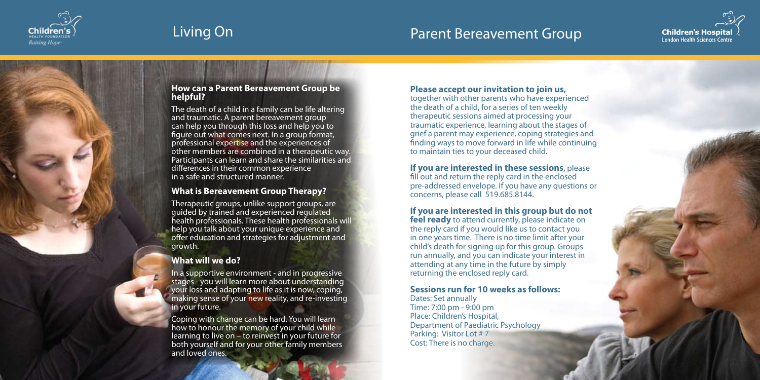# Living On

# Parent Bereavement Group

### How can a Parent Bereavement Group be helpful?

The death of a child in a family can be life altering and traumatic. A parent bereavement group can help you through this loss and help you to figure out what comes next. In a group format, professional expertise and the experiences of other members are combined in a therapeutic way. Participants can learn and share the similarities and differences in their common experience in a safe and structured manner.

### What is Bereavement Group Therapy?

Therapeutic groups, unlike support groups, are guided by trained and experienced regulated health professionals. These health professionals will help you talk about your unique experience and offer education and strategies for adjustment and growth.

### What will we do?

In a supportive environment - and in progressive stages - you will learn more about understanding your loss and adapting to life as it is now, coping, making sense of your new reality, and re-investing in your future.

Coping with change can be hard. You will learn how to honour the memory of your child while learning to live on – to reinvest in your future for both yourself and for your other family members and loved ones.

**Please accept our invitation to join us,** together with other parents who have experienced the death of a child, for a series of ten weekly therapeutic sessions aimed at processing your traumatic experience, learning about the stages of grief a parent may experience, coping strategies and finding ways to move forward in life while continuing to maintain ties to your deceased child.

**If you are interested in these sessions**, please fill out and return the reply card in the enclosed pre-addressed envelope. If you have any questions or concerns, please call 519.685.8144.

**If you are interested in this group but do not feel ready** to attend currently, please indicate on the reply card if you would like us to contact you in one years time. There is no time limit after your child's death for signing up for this group. Groups run annually, and you can indicate your interest in attending at any time in the future by simply returning the enclosed reply card.

### Sessions run for 10 weeks as follows:

Dates: Set annually
Time: 7:00 pm - 9:00 pm
Place: Children's Hospital, Department of Paediatric Psychology
Parking: Visitor Lot # 7
Cost: There is no charge.